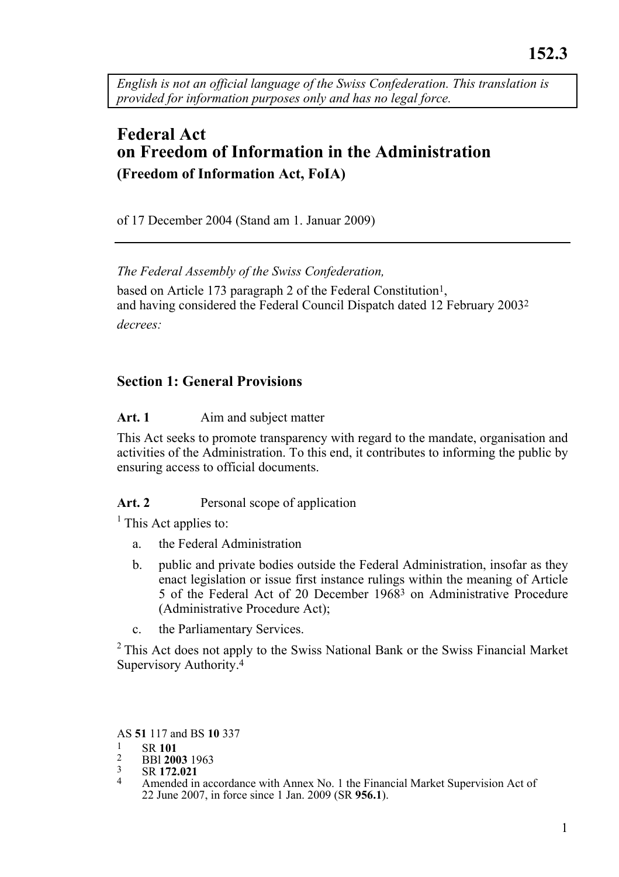152.3

*English is not an official language of the Swiss Confederation. This translation is provided for information purposes only and has no legal force.*

# Federal Act on Freedom of Information in the Administration

## (Freedom of Information Act, FoIA)

of 17 December 2004 (Stand am 1. Januar 2009)

---

*The Federal Assembly of the Swiss Confederation,*

based on Article 173 paragraph 2 of the Federal Constitution[1],
and having considered the Federal Council Dispatch dated 12 February 2003[2]

*decrees:*

## Section 1: General Provisions

**Art. 1** Aim and subject matter

This Act seeks to promote transparency with regard to the mandate, organisation and activities of the Administration. To this end, it contributes to informing the public by ensuring access to official documents.

**Art. 2** Personal scope of application

[1] This Act applies to:

a. the Federal Administration

b. public and private bodies outside the Federal Administration, insofar as they enact legislation or issue first instance rulings within the meaning of Article 5 of the Federal Act of 20 December 1968[3] on Administrative Procedure (Administrative Procedure Act);

c. the Parliamentary Services.

[2] This Act does not apply to the Swiss National Bank or the Swiss Financial Market Supervisory Authority.[4]

---

AS **51** 117 and BS **10** 337

1 SR **101**

2 BBl **2003** 1963

3 SR **172.021**

4 Amended in accordance with Annex No. 1 the Financial Market Supervision Act of 22 June 2007, in force since 1 Jan. 2009 (SR **956.1**).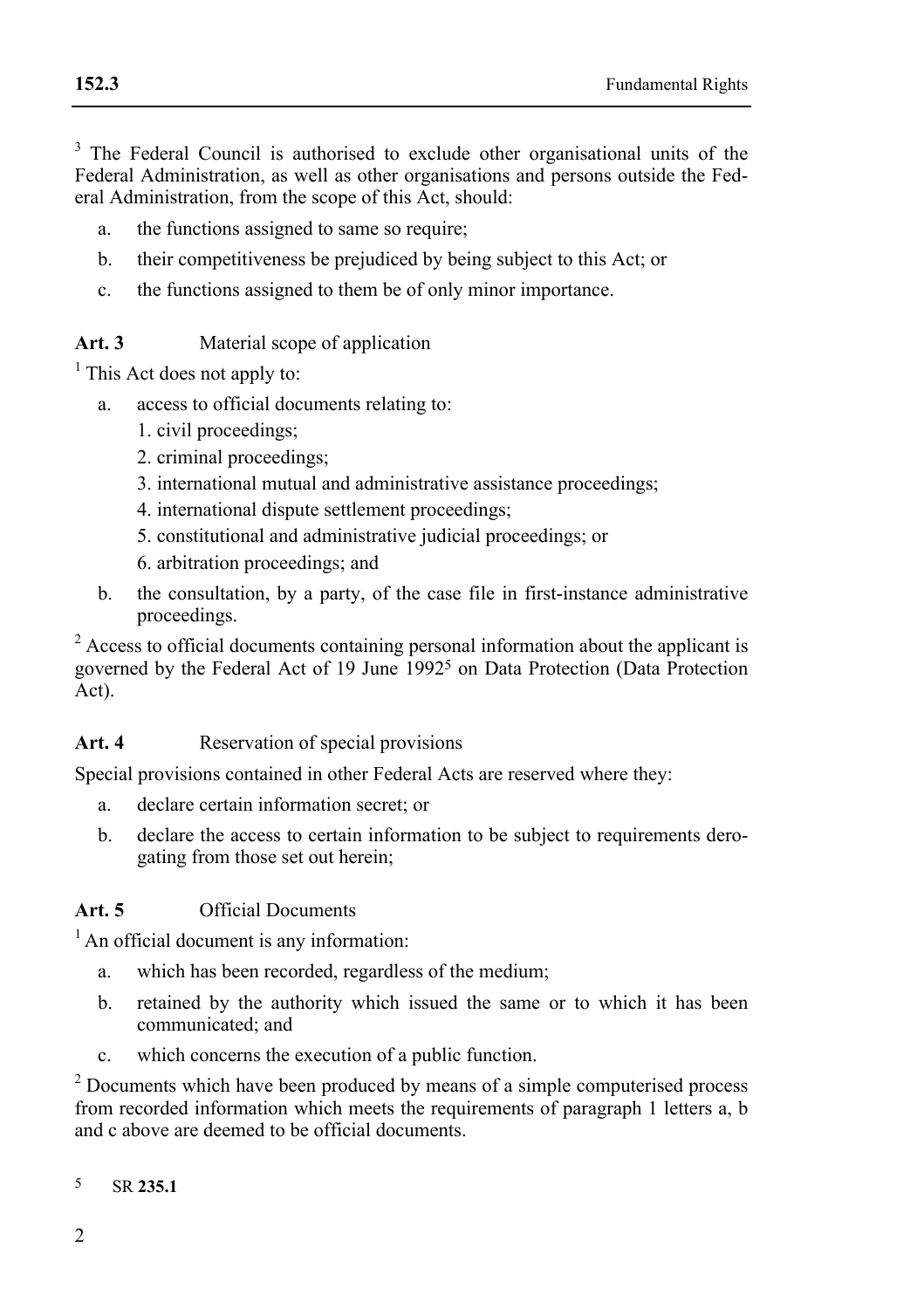[3] The Federal Council is authorised to exclude other organisational units of the Federal Administration, as well as other organisations and persons outside the Federal Administration, from the scope of this Act, should:

a. the functions assigned to same so require;

b. their competitiveness be prejudiced by being subject to this Act; or

c. the functions assigned to them be of only minor importance.

**Art. 3** Material scope of application

[1] This Act does not apply to:

a. access to official documents relating to:
   1. civil proceedings;
   2. criminal proceedings;
   3. international mutual and administrative assistance proceedings;
   4. international dispute settlement proceedings;
   5. constitutional and administrative judicial proceedings; or
   6. arbitration proceedings; and

b. the consultation, by a party, of the case file in first-instance administrative proceedings.

[2] Access to official documents containing personal information about the applicant is governed by the Federal Act of 19 June 1992[5] on Data Protection (Data Protection Act).

**Art. 4** Reservation of special provisions

Special provisions contained in other Federal Acts are reserved where they:

a. declare certain information secret; or

b. declare the access to certain information to be subject to requirements derogating from those set out herein;

**Art. 5** Official Documents

[1] An official document is any information:

a. which has been recorded, regardless of the medium;

b. retained by the authority which issued the same or to which it has been communicated; and

c. which concerns the execution of a public function.

[2] Documents which have been produced by means of a simple computerised process from recorded information which meets the requirements of paragraph 1 letters a, b and c above are deemed to be official documents.

5 SR **235.1**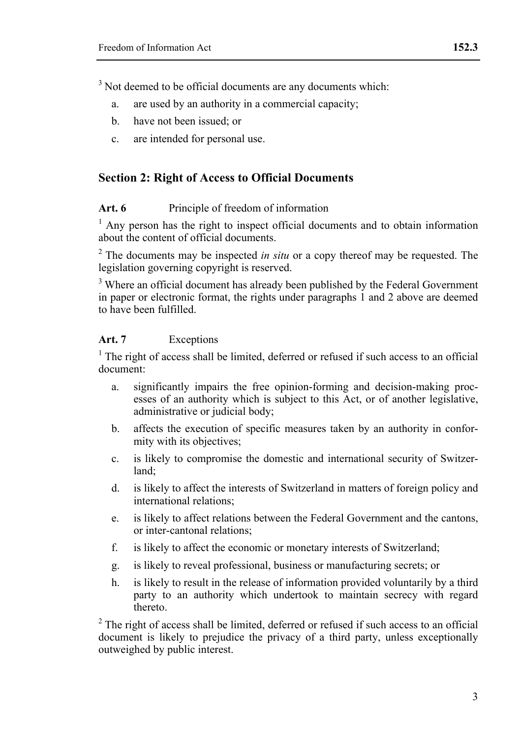[3] Not deemed to be official documents are any documents which:

a. are used by an authority in a commercial capacity;
b. have not been issued; or
c. are intended for personal use.

## Section 2: Right of Access to Official Documents

**Art. 6** Principle of freedom of information

[1] Any person has the right to inspect official documents and to obtain information about the content of official documents.

[2] The documents may be inspected *in situ* or a copy thereof may be requested. The legislation governing copyright is reserved.

[3] Where an official document has already been published by the Federal Government in paper or electronic format, the rights under paragraphs 1 and 2 above are deemed to have been fulfilled.

**Art. 7** Exceptions

[1] The right of access shall be limited, deferred or refused if such access to an official document:

a. significantly impairs the free opinion-forming and decision-making processes of an authority which is subject to this Act, or of another legislative, administrative or judicial body;
b. affects the execution of specific measures taken by an authority in conformity with its objectives;
c. is likely to compromise the domestic and international security of Switzerland;
d. is likely to affect the interests of Switzerland in matters of foreign policy and international relations;
e. is likely to affect relations between the Federal Government and the cantons, or inter-cantonal relations;
f. is likely to affect the economic or monetary interests of Switzerland;
g. is likely to reveal professional, business or manufacturing secrets; or
h. is likely to result in the release of information provided voluntarily by a third party to an authority which undertook to maintain secrecy with regard thereto.

[2] The right of access shall be limited, deferred or refused if such access to an official document is likely to prejudice the privacy of a third party, unless exceptionally outweighed by public interest.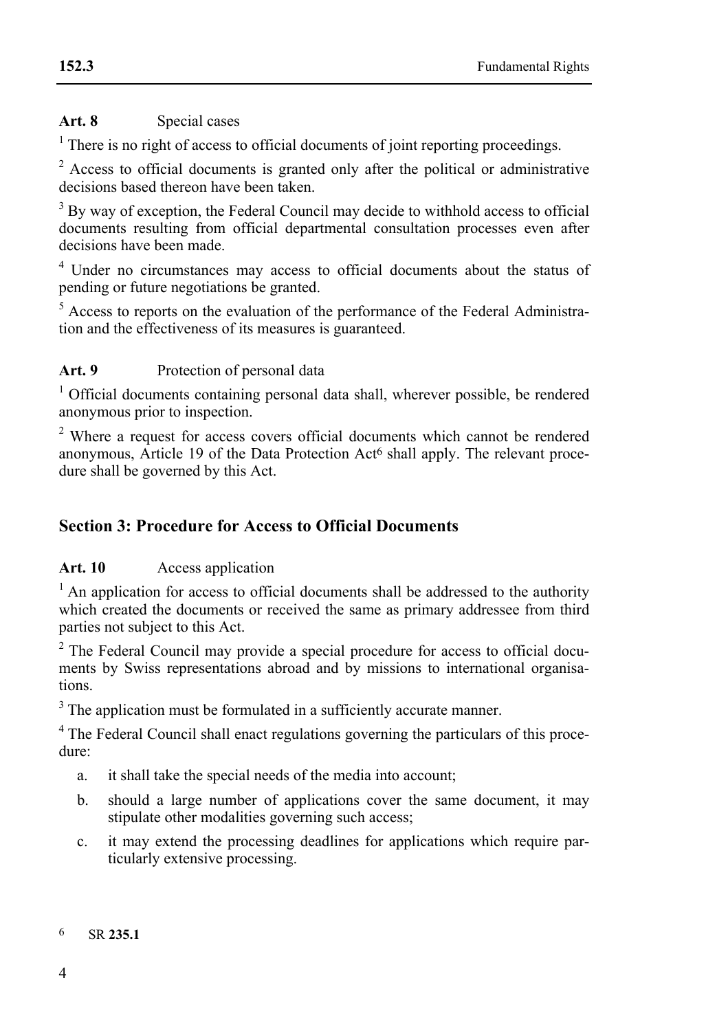**Art. 8** Special cases

[1] There is no right of access to official documents of joint reporting proceedings.

[2] Access to official documents is granted only after the political or administrative decisions based thereon have been taken.

[3] By way of exception, the Federal Council may decide to withhold access to official documents resulting from official departmental consultation processes even after decisions have been made.

[4] Under no circumstances may access to official documents about the status of pending or future negotiations be granted.

[5] Access to reports on the evaluation of the performance of the Federal Administration and the effectiveness of its measures is guaranteed.

**Art. 9** Protection of personal data

[1] Official documents containing personal data shall, wherever possible, be rendered anonymous prior to inspection.

[2] Where a request for access covers official documents which cannot be rendered anonymous, Article 19 of the Data Protection Act[6] shall apply. The relevant procedure shall be governed by this Act.

## Section 3: Procedure for Access to Official Documents

**Art. 10** Access application

[1] An application for access to official documents shall be addressed to the authority which created the documents or received the same as primary addressee from third parties not subject to this Act.

[2] The Federal Council may provide a special procedure for access to official documents by Swiss representations abroad and by missions to international organisations.

[3] The application must be formulated in a sufficiently accurate manner.

[4] The Federal Council shall enact regulations governing the particulars of this procedure:

a. it shall take the special needs of the media into account;

b. should a large number of applications cover the same document, it may stipulate other modalities governing such access;

c. it may extend the processing deadlines for applications which require particularly extensive processing.

---

[6] SR **235.1**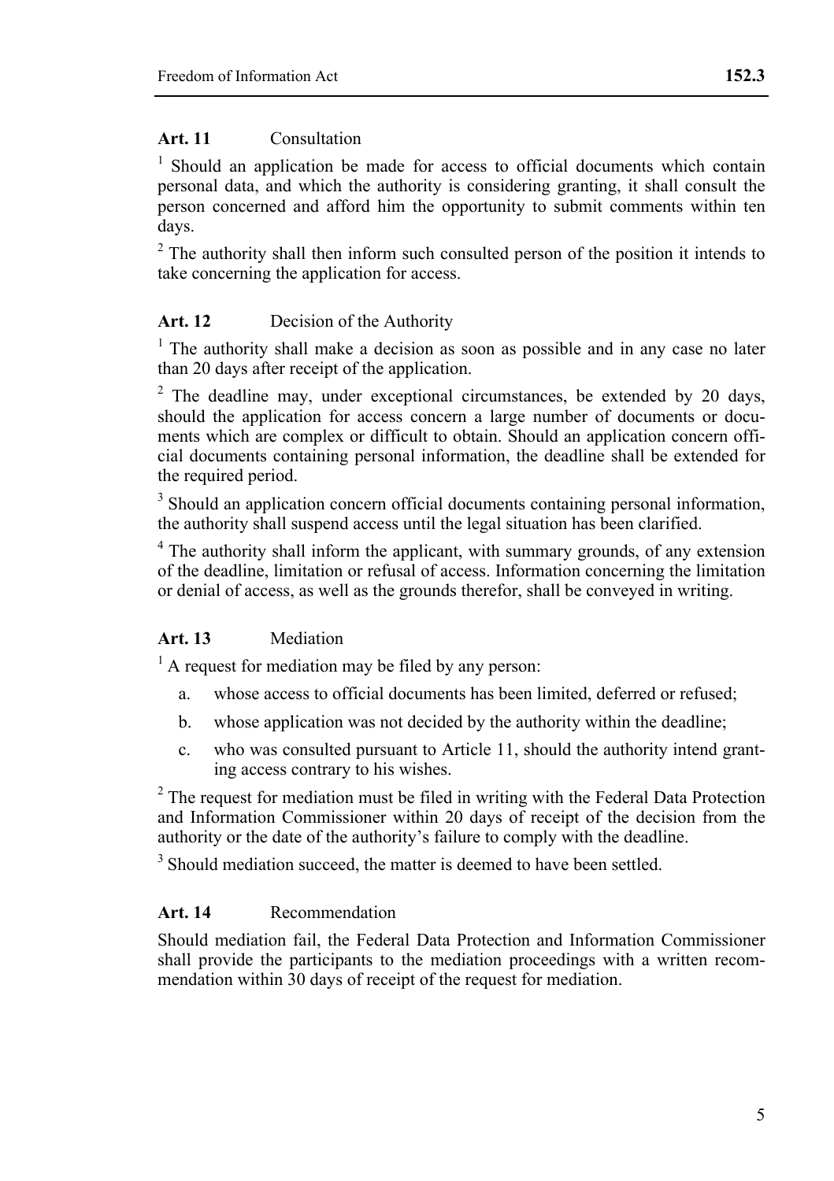### Art. 11 Consultation

[1] Should an application be made for access to official documents which contain personal data, and which the authority is considering granting, it shall consult the person concerned and afford him the opportunity to submit comments within ten days.

[2] The authority shall then inform such consulted person of the position it intends to take concerning the application for access.

### Art. 12 Decision of the Authority

[1] The authority shall make a decision as soon as possible and in any case no later than 20 days after receipt of the application.

[2] The deadline may, under exceptional circumstances, be extended by 20 days, should the application for access concern a large number of documents or documents which are complex or difficult to obtain. Should an application concern official documents containing personal information, the deadline shall be extended for the required period.

[3] Should an application concern official documents containing personal information, the authority shall suspend access until the legal situation has been clarified.

[4] The authority shall inform the applicant, with summary grounds, of any extension of the deadline, limitation or refusal of access. Information concerning the limitation or denial of access, as well as the grounds therefor, shall be conveyed in writing.

### Art. 13 Mediation

[1] A request for mediation may be filed by any person:

a. whose access to official documents has been limited, deferred or refused;

b. whose application was not decided by the authority within the deadline;

c. who was consulted pursuant to Article 11, should the authority intend granting access contrary to his wishes.

[2] The request for mediation must be filed in writing with the Federal Data Protection and Information Commissioner within 20 days of receipt of the decision from the authority or the date of the authority's failure to comply with the deadline.

[3] Should mediation succeed, the matter is deemed to have been settled.

### Art. 14 Recommendation

Should mediation fail, the Federal Data Protection and Information Commissioner shall provide the participants to the mediation proceedings with a written recommendation within 30 days of receipt of the request for mediation.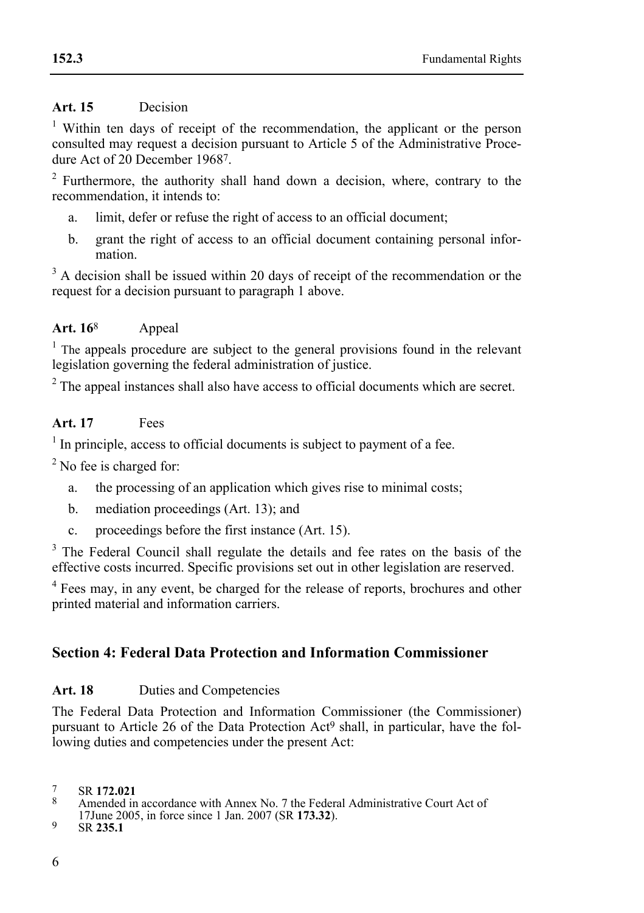**Art. 15** Decision

[1] Within ten days of receipt of the recommendation, the applicant or the person consulted may request a decision pursuant to Article 5 of the Administrative Procedure Act of 20 December 1968[7].

[2] Furthermore, the authority shall hand down a decision, where, contrary to the recommendation, it intends to:

a. limit, defer or refuse the right of access to an official document;

b. grant the right of access to an official document containing personal information.

[3] A decision shall be issued within 20 days of receipt of the recommendation or the request for a decision pursuant to paragraph 1 above.

**Art. 16**[8] Appeal

[1] The appeals procedure are subject to the general provisions found in the relevant legislation governing the federal administration of justice.

[2] The appeal instances shall also have access to official documents which are secret.

**Art. 17** Fees

[1] In principle, access to official documents is subject to payment of a fee.

[2] No fee is charged for:

a. the processing of an application which gives rise to minimal costs;

b. mediation proceedings (Art. 13); and

c. proceedings before the first instance (Art. 15).

[3] The Federal Council shall regulate the details and fee rates on the basis of the effective costs incurred. Specific provisions set out in other legislation are reserved.

[4] Fees may, in any event, be charged for the release of reports, brochures and other printed material and information carriers.

## Section 4: Federal Data Protection and Information Commissioner

**Art. 18** Duties and Competencies

The Federal Data Protection and Information Commissioner (the Commissioner) pursuant to Article 26 of the Data Protection Act[9] shall, in particular, have the following duties and competencies under the present Act:

---

[7] SR **172.021**

[8] Amended in accordance with Annex No. 7 the Federal Administrative Court Act of 17June 2005, in force since 1 Jan. 2007 (SR **173.32**).

[9] SR **235.1**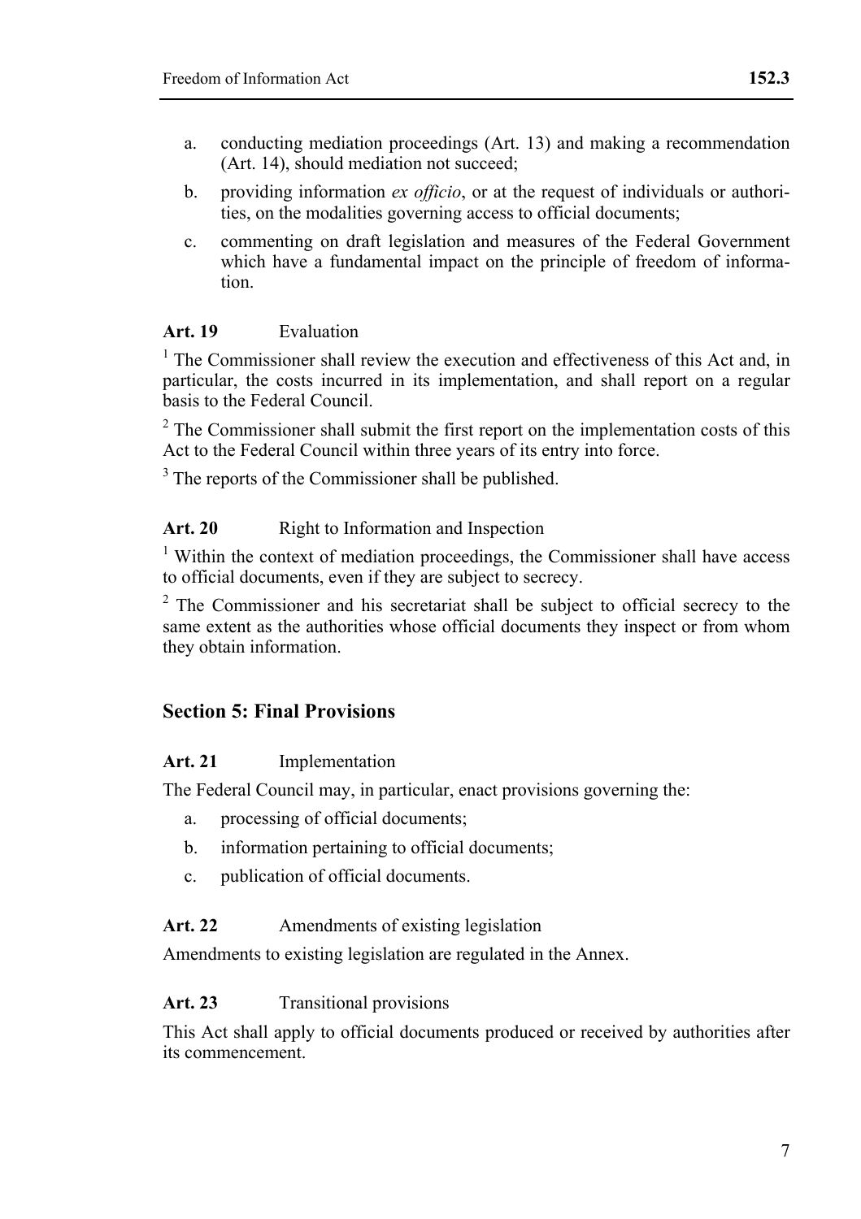a. conducting mediation proceedings (Art. 13) and making a recommendation (Art. 14), should mediation not succeed;

b. providing information *ex officio*, or at the request of individuals or authorities, on the modalities governing access to official documents;

c. commenting on draft legislation and measures of the Federal Government which have a fundamental impact on the principle of freedom of information.

**Art. 19** Evaluation

[1] The Commissioner shall review the execution and effectiveness of this Act and, in particular, the costs incurred in its implementation, and shall report on a regular basis to the Federal Council.

[2] The Commissioner shall submit the first report on the implementation costs of this Act to the Federal Council within three years of its entry into force.

[3] The reports of the Commissioner shall be published.

**Art. 20** Right to Information and Inspection

[1] Within the context of mediation proceedings, the Commissioner shall have access to official documents, even if they are subject to secrecy.

[2] The Commissioner and his secretariat shall be subject to official secrecy to the same extent as the authorities whose official documents they inspect or from whom they obtain information.

## Section 5: Final Provisions

**Art. 21** Implementation

The Federal Council may, in particular, enact provisions governing the:

a. processing of official documents;

b. information pertaining to official documents;

c. publication of official documents.

**Art. 22** Amendments of existing legislation

Amendments to existing legislation are regulated in the Annex.

**Art. 23** Transitional provisions

This Act shall apply to official documents produced or received by authorities after its commencement.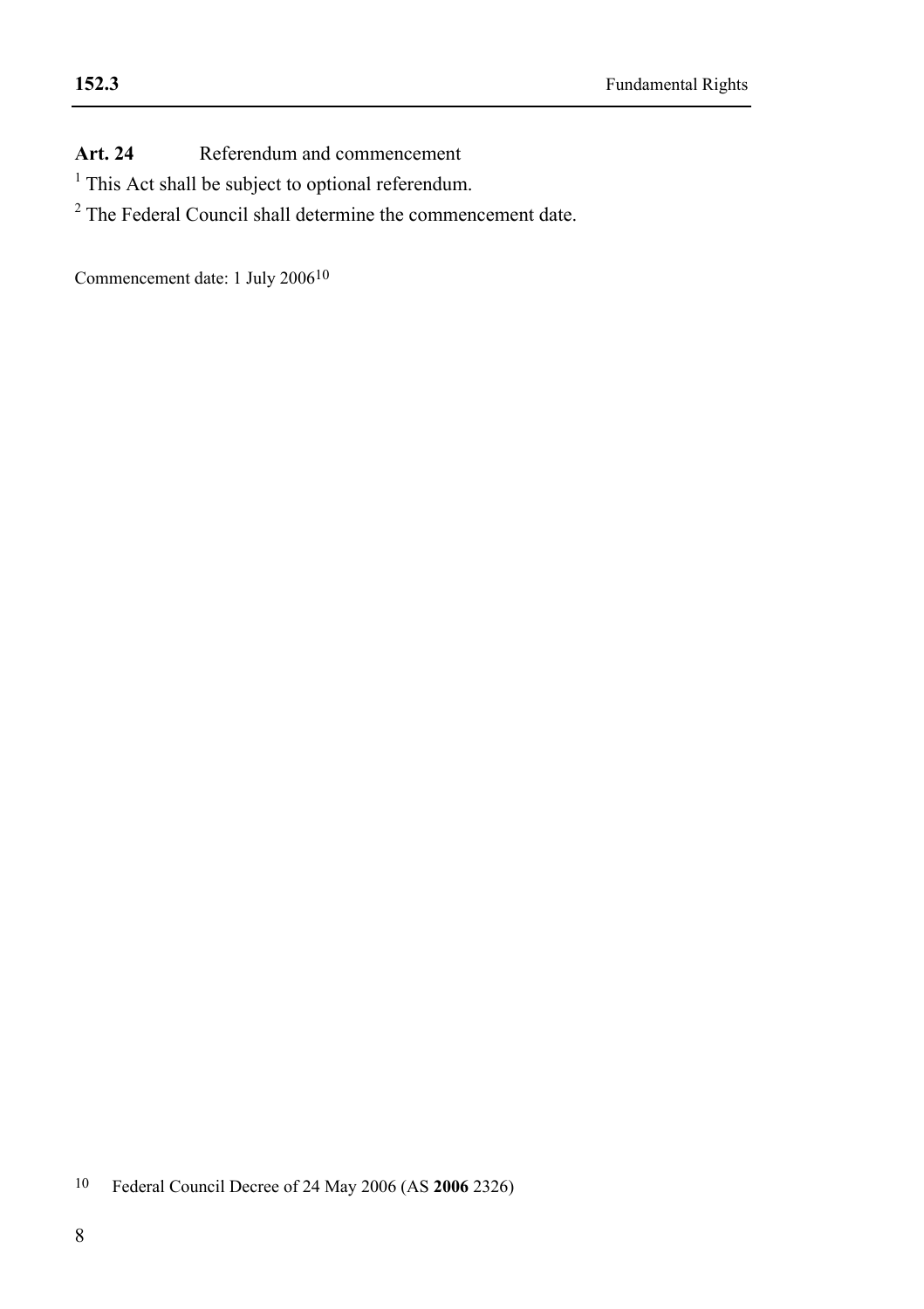**Art. 24** Referendum and commencement

[1] This Act shall be subject to optional referendum.

[2] The Federal Council shall determine the commencement date.

Commencement date: 1 July 2006[10]

[10] Federal Council Decree of 24 May 2006 (AS **2006** 2326)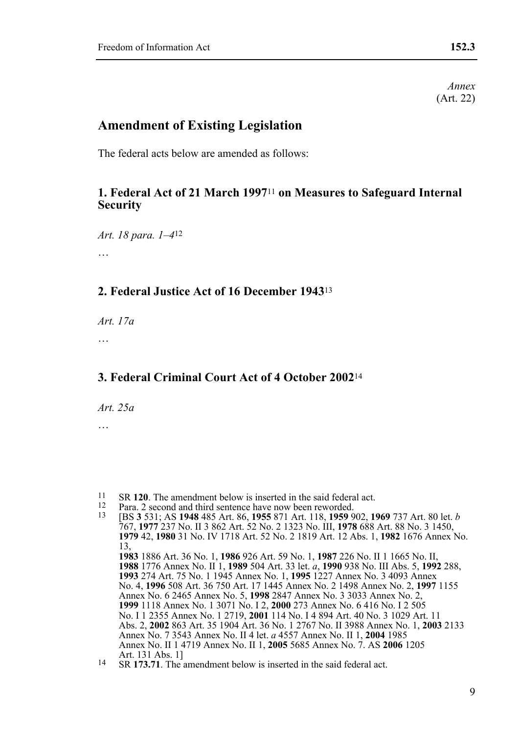*Annex*
(Art. 22)

## Amendment of Existing Legislation

The federal acts below are amended as follows:

### 1. Federal Act of 21 March 1997[11] on Measures to Safeguard Internal Security

*Art. 18 para. 1–4*[12]

…

### 2. Federal Justice Act of 16 December 1943[13]

*Art. 17a*

…

### 3. Federal Criminal Court Act of 4 October 2002[14]

*Art. 25a*

…

[11] SR **120**. The amendment below is inserted in the said federal act.

[12] Para. 2 second and third sentence have now been reworded.

[13] [BS **3** 531; AS **1948** 485 Art. 86, **1955** 871 Art. 118, **1959** 902, **1969** 737 Art. 80 let. *b* 767, **1977** 237 No. II 3 862 Art. 52 No. 2 1323 No. III, **1978** 688 Art. 88 No. 3 1450, **1979** 42, **1980** 31 No. IV 1718 Art. 52 No. 2 1819 Art. 12 Abs. 1, **1982** 1676 Annex No. 13, **1983** 1886 Art. 36 No. 1, **1986** 926 Art. 59 No. 1, **1987** 226 No. II 1 1665 No. II, **1988** 1776 Annex No. II 1, **1989** 504 Art. 33 let. *a*, **1990** 938 No. III Abs. 5, **1992** 288, **1993** 274 Art. 75 No. 1 1945 Annex No. 1, **1995** 1227 Annex No. 3 4093 Annex No. 4, **1996** 508 Art. 36 750 Art. 17 1445 Annex No. 2 1498 Annex No. 2, **1997** 1155 Annex No. 6 2465 Annex No. 5, **1998** 2847 Annex No. 3 3033 Annex No. 2, **1999** 1118 Annex No. 1 3071 No. I 2, **2000** 273 Annex No. 6 416 No. I 2 505 No. I 1 2355 Annex No. 1 2719, **2001** 114 No. I 4 894 Art. 40 No. 3 1029 Art. 11 Abs. 2, **2002** 863 Art. 35 1904 Art. 36 No. 1 2767 No. II 3988 Annex No. 1, **2003** 2133 Annex No. 7 3543 Annex No. II 4 let. *a* 4557 Annex No. II 1, **2004** 1985 Annex No. II 1 4719 Annex No. II 1, **2005** 5685 Annex No. 7. AS **2006** 1205 Art. 131 Abs. 1]

[14] SR **173.71**. The amendment below is inserted in the said federal act.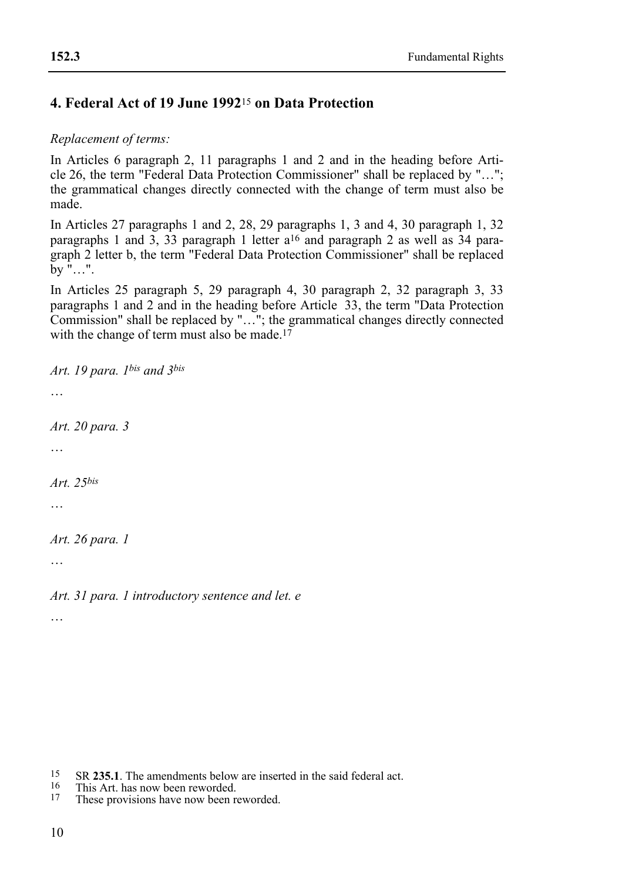## 4. Federal Act of 19 June 1992[15] on Data Protection

*Replacement of terms:*

In Articles 6 paragraph 2, 11 paragraphs 1 and 2 and in the heading before Article 26, the term "Federal Data Protection Commissioner" shall be replaced by "…"; the grammatical changes directly connected with the change of term must also be made.

In Articles 27 paragraphs 1 and 2, 28, 29 paragraphs 1, 3 and 4, 30 paragraph 1, 32 paragraphs 1 and 3, 33 paragraph 1 letter a[16] and paragraph 2 as well as 34 paragraph 2 letter b, the term "Federal Data Protection Commissioner" shall be replaced by "…".

In Articles 25 paragraph 5, 29 paragraph 4, 30 paragraph 2, 32 paragraph 3, 33 paragraphs 1 and 2 and in the heading before Article 33, the term "Data Protection Commission" shall be replaced by "…"; the grammatical changes directly connected with the change of term must also be made.[17]

*Art. 19 para. 1bis and 3bis*

…

*Art. 20 para. 3*

…

*Art. 25bis*

…

*Art. 26 para. 1*

…

*Art. 31 para. 1 introductory sentence and let. e*

…

---

[15] SR **235.1**. The amendments below are inserted in the said federal act.

[16] This Art. has now been reworded.

[17] These provisions have now been reworded.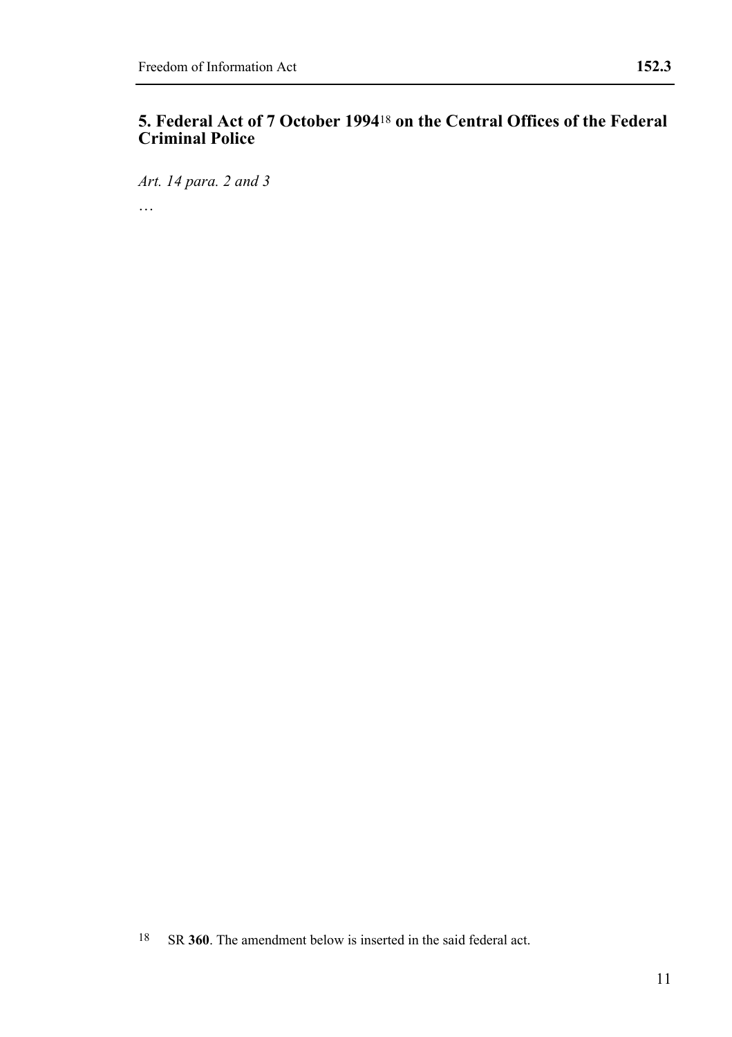### 5. Federal Act of 7 October 1994[18] on the Central Offices of the Federal Criminal Police

*Art. 14 para. 2 and 3*

…

[18] SR **360**. The amendment below is inserted in the said federal act.